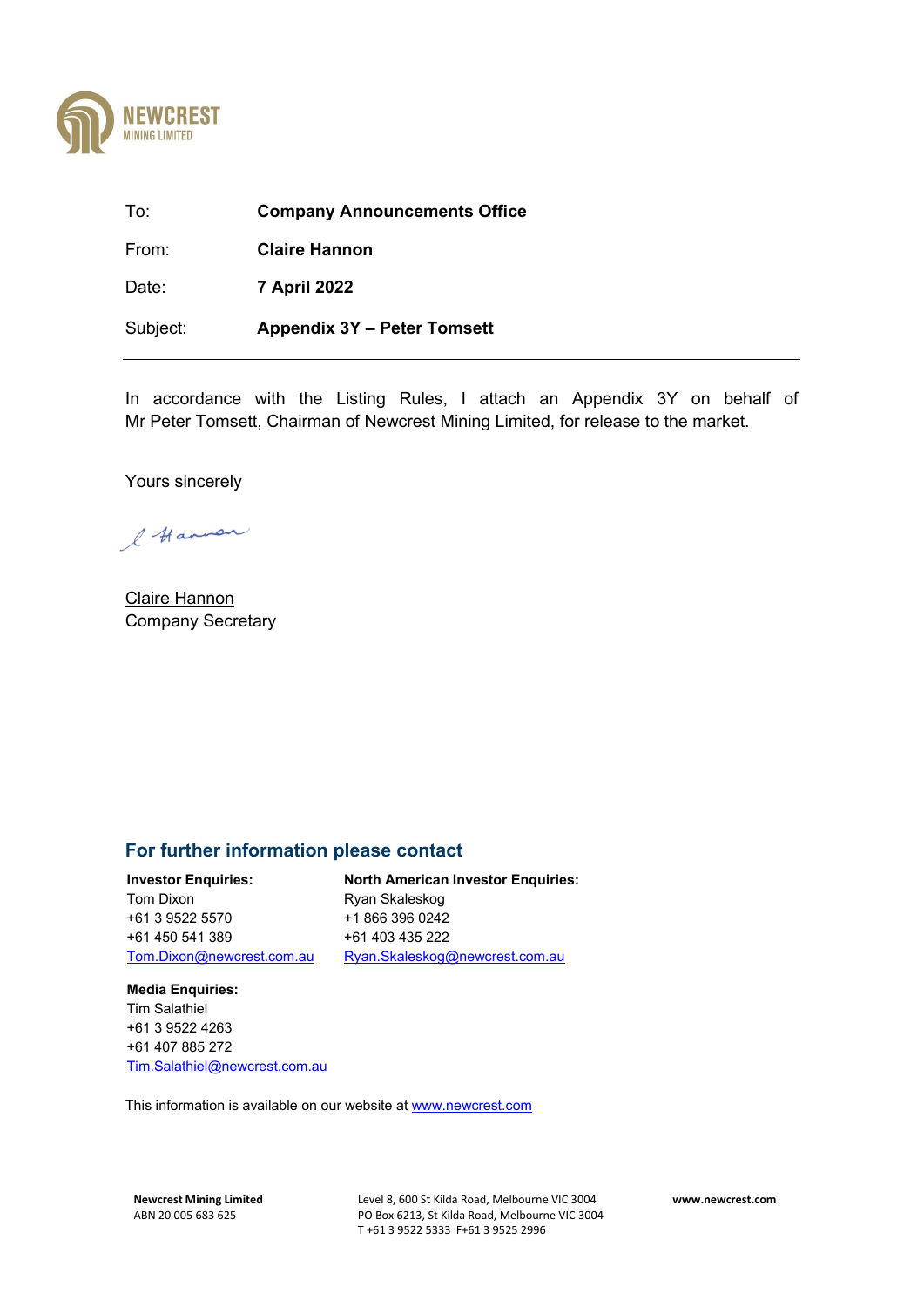NEWCREST
MINING LIMITED

| | |
|---|---|
| To: | **Company Announcements Office** |
| From: | **Claire Hannon** |
| Date: | **7 April 2022** |
| Subject: | **Appendix 3Y – Peter Tomsett** |

In accordance with the Listing Rules, I attach an Appendix 3Y on behalf of Mr Peter Tomsett, Chairman of Newcrest Mining Limited, for release to the market.

Yours sincerely

C Hannon

Claire Hannon
Company Secretary

## For further information please contact

**Investor Enquiries:**
Tom Dixon
+61 3 9522 5570
+61 450 541 389
Tom.Dixon@newcrest.com.au

**North American Investor Enquiries:**
Ryan Skaleskog
+1 866 396 0242
+61 403 435 222
Ryan.Skaleskog@newcrest.com.au

**Media Enquiries:**
Tim Salathiel
+61 3 9522 4263
+61 407 885 272
Tim.Salathiel@newcrest.com.au

This information is available on our website at www.newcrest.com

**Newcrest Mining Limited**
ABN 20 005 683 625

Level 8, 600 St Kilda Road, Melbourne VIC 3004
PO Box 6213, St Kilda Road, Melbourne VIC 3004
T +61 3 9522 5333 F+61 3 9525 2996

**www.newcrest.com**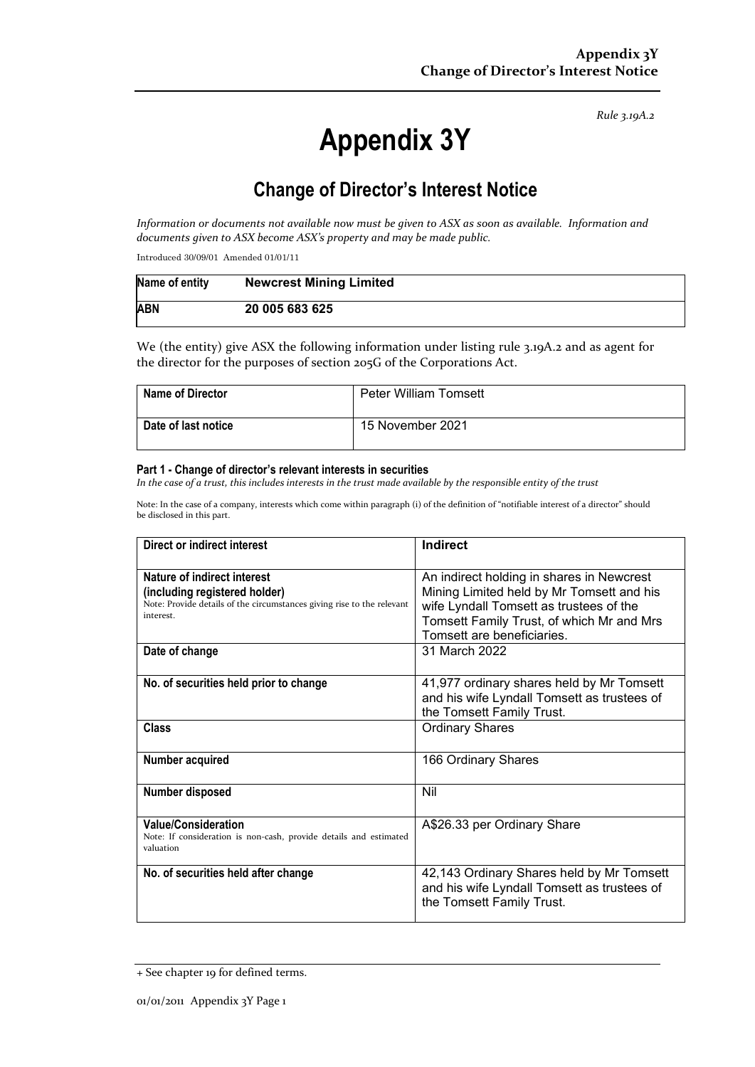*Rule 3.19A.2*

# Appendix 3Y

## Change of Director's Interest Notice

*Information or documents not available now must be given to ASX as soon as available. Information and documents given to ASX become ASX's property and may be made public.*

Introduced 30/09/01 Amended 01/01/11

| Name of entity | Newcrest Mining Limited |
|---|---|
| ABN | 20 005 683 625 |

We (the entity) give ASX the following information under listing rule 3.19A.2 and as agent for the director for the purposes of section 205G of the Corporations Act.

| Name of Director | Peter William Tomsett |
|---|---|
| Date of last notice | 15 November 2021 |

#### Part 1 - Change of director's relevant interests in securities

*In the case of a trust, this includes interests in the trust made available by the responsible entity of the trust*

Note: In the case of a company, interests which come within paragraph (i) of the definition of "notifiable interest of a director" should be disclosed in this part.

| Direct or indirect interest | Indirect |
|---|---|
| **Nature of indirect interest (including registered holder)**<br>Note: Provide details of the circumstances giving rise to the relevant interest. | An indirect holding in shares in Newcrest Mining Limited held by Mr Tomsett and his wife Lyndall Tomsett as trustees of the Tomsett Family Trust, of which Mr and Mrs Tomsett are beneficiaries. |
| **Date of change** | 31 March 2022 |
| **No. of securities held prior to change** | 41,977 ordinary shares held by Mr Tomsett and his wife Lyndall Tomsett as trustees of the Tomsett Family Trust. |
| **Class** | Ordinary Shares |
| **Number acquired** | 166 Ordinary Shares |
| **Number disposed** | Nil |
| **Value/Consideration**<br>Note: If consideration is non-cash, provide details and estimated valuation | A$26.33 per Ordinary Share |
| **No. of securities held after change** | 42,143 Ordinary Shares held by Mr Tomsett and his wife Lyndall Tomsett as trustees of the Tomsett Family Trust. |

+ See chapter 19 for defined terms.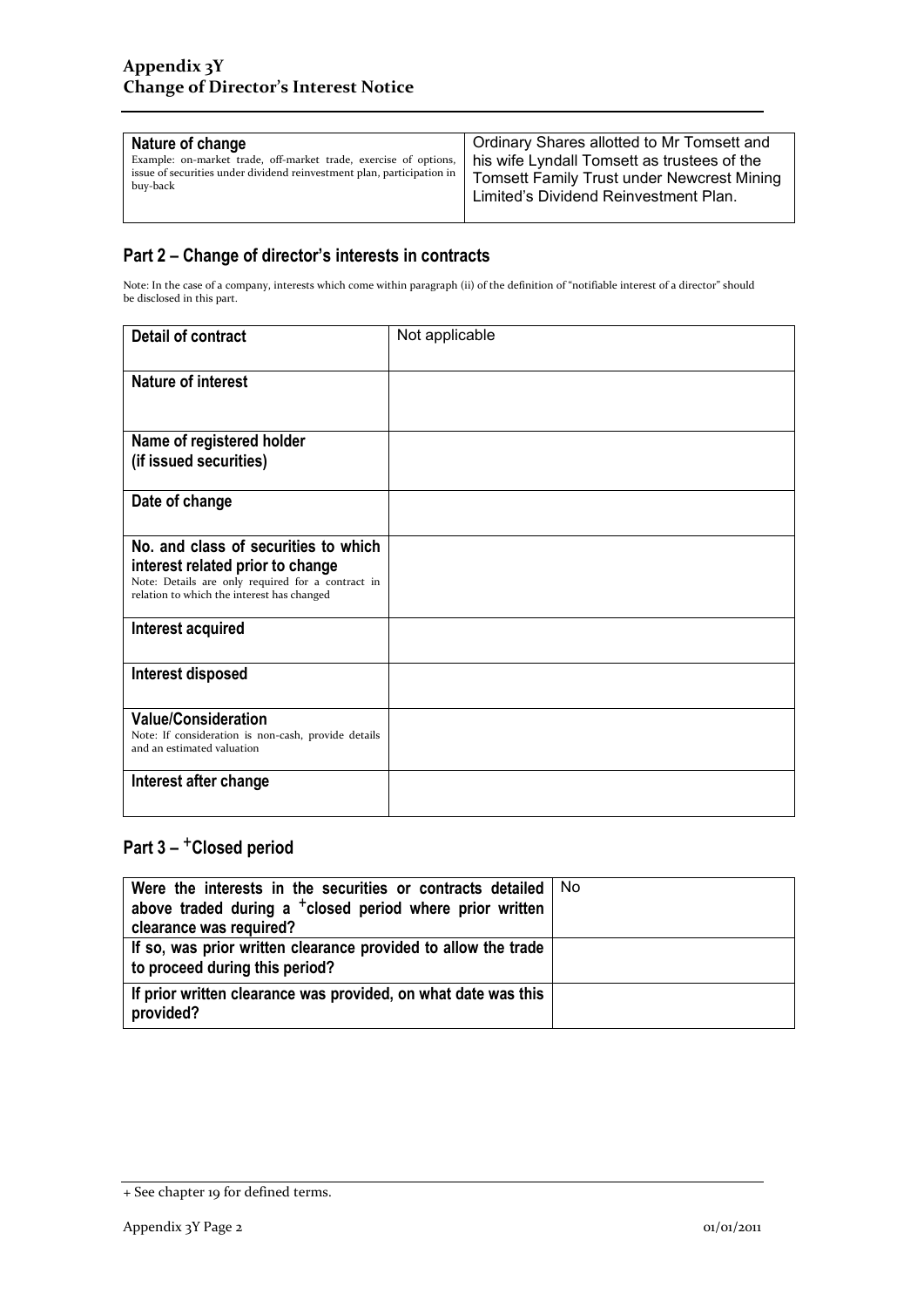| | |
|---|---|
| **Nature of change** Example: on-market trade, off-market trade, exercise of options, issue of securities under dividend reinvestment plan, participation in buy-back | Ordinary Shares allotted to Mr Tomsett and his wife Lyndall Tomsett as trustees of the Tomsett Family Trust under Newcrest Mining Limited's Dividend Reinvestment Plan. |

## Part 2 – Change of director's interests in contracts

Note: In the case of a company, interests which come within paragraph (ii) of the definition of "notifiable interest of a director" should be disclosed in this part.

| | |
|---|---|
| **Detail of contract** | Not applicable |
| **Nature of interest** | |
| **Name of registered holder (if issued securities)** | |
| **Date of change** | |
| **No. and class of securities to which interest related prior to change** Note: Details are only required for a contract in relation to which the interest has changed | |
| **Interest acquired** | |
| **Interest disposed** | |
| **Value/Consideration** Note: If consideration is non-cash, provide details and an estimated valuation | |
| **Interest after change** | |

## Part 3 – +Closed period

| | |
|---|---|
| **Were the interests in the securities or contracts detailed above traded during a +closed period where prior written clearance was required?** | No |
| **If so, was prior written clearance provided to allow the trade to proceed during this period?** | |
| **If prior written clearance was provided, on what date was this provided?** | |

+ See chapter 19 for defined terms.